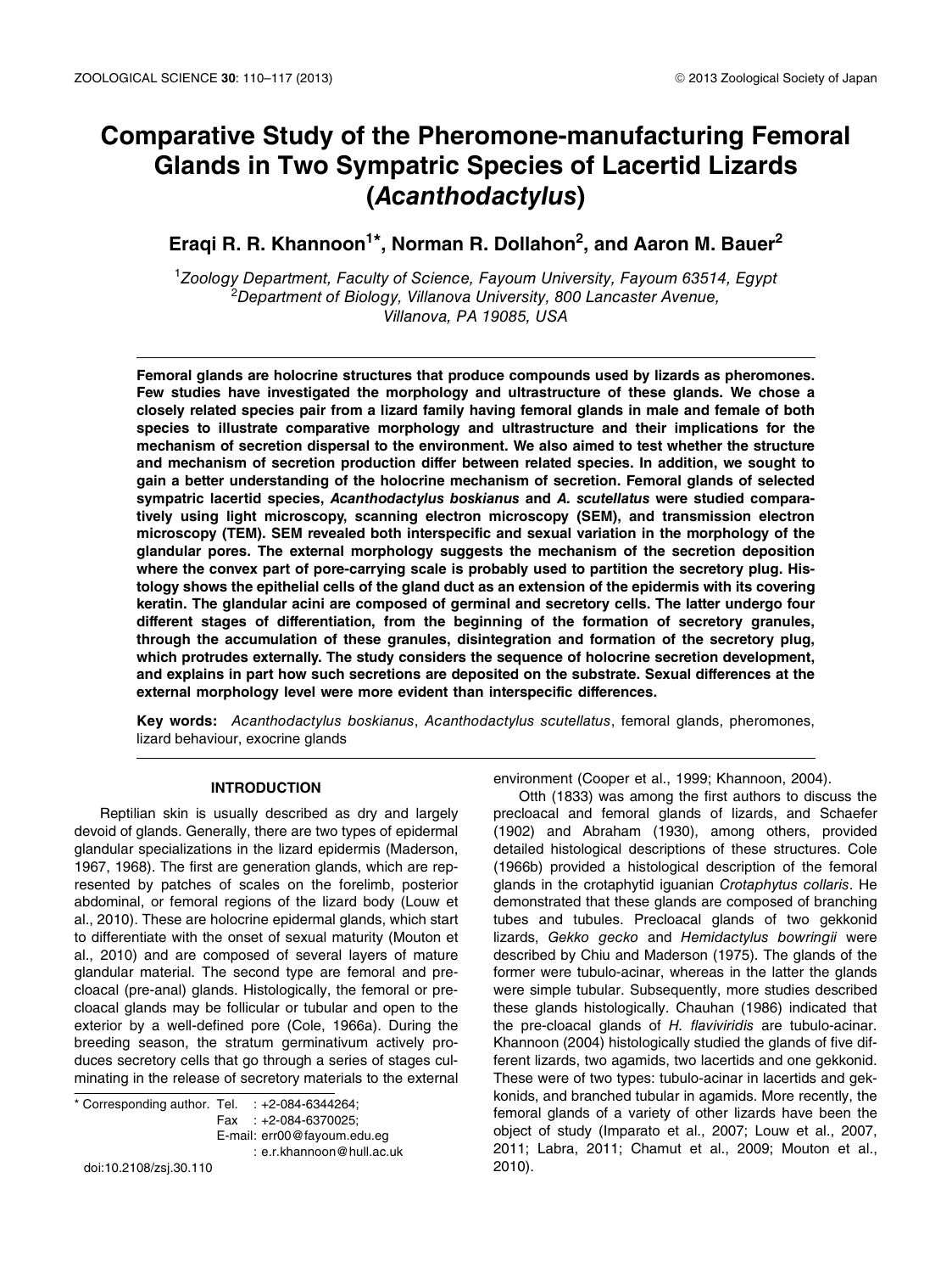# Comparative Study of the Pheromone-manufacturing Femoral Glands in Two Sympatric Species of Lacertid Lizards (*Acanthodactylus*)

**Eraqi R. R. Khannoon[1]*, Norman R. Dollahon[2], and Aaron M. Bauer[2]**

[1]*Zoology Department, Faculty of Science, Fayoum University, Fayoum 63514, Egypt*
[2]*Department of Biology, Villanova University, 800 Lancaster Avenue, Villanova, PA 19085, USA*

**Femoral glands are holocrine structures that produce compounds used by lizards as pheromones. Few studies have investigated the morphology and ultrastructure of these glands. We chose a closely related species pair from a lizard family having femoral glands in male and female of both species to illustrate comparative morphology and ultrastructure and their implications for the mechanism of secretion dispersal to the environment. We also aimed to test whether the structure and mechanism of secretion production differ between related species. In addition, we sought to gain a better understanding of the holocrine mechanism of secretion. Femoral glands of selected sympatric lacertid species, *Acanthodactylus boskianus* and *A. scutellatus* were studied comparatively using light microscopy, scanning electron microscopy (SEM), and transmission electron microscopy (TEM). SEM revealed both interspecific and sexual variation in the morphology of the glandular pores. The external morphology suggests the mechanism of the secretion deposition where the convex part of pore-carrying scale is probably used to partition the secretory plug. Histology shows the epithelial cells of the gland duct as an extension of the epidermis with its covering keratin. The glandular acini are composed of germinal and secretory cells. The latter undergo four different stages of differentiation, from the beginning of the formation of secretory granules, through the accumulation of these granules, disintegration and formation of the secretory plug, which protrudes externally. The study considers the sequence of holocrine secretion development, and explains in part how such secretions are deposited on the substrate. Sexual differences at the external morphology level were more evident than interspecific differences.**

**Key words:** *Acanthodactylus boskianus*, *Acanthodactylus scutellatus*, femoral glands, pheromones, lizard behaviour, exocrine glands

## INTRODUCTION

Reptilian skin is usually described as dry and largely devoid of glands. Generally, there are two types of epidermal glandular specializations in the lizard epidermis (Maderson, 1967, 1968). The first are generation glands, which are represented by patches of scales on the forelimb, posterior abdominal, or femoral regions of the lizard body (Louw et al., 2010). These are holocrine epidermal glands, which start to differentiate with the onset of sexual maturity (Mouton et al., 2010) and are composed of several layers of mature glandular material. The second type are femoral and precloacal (pre-anal) glands. Histologically, the femoral or precloacal glands may be follicular or tubular and open to the exterior by a well-defined pore (Cole, 1966a). During the breeding season, the stratum germinativum actively produces secretory cells that go through a series of stages culminating in the release of secretory materials to the external environment (Cooper et al., 1999; Khannoon, 2004).

Otth (1833) was among the first authors to discuss the precloacal and femoral glands of lizards, and Schaefer (1902) and Abraham (1930), among others, provided detailed histological descriptions of these structures. Cole (1966b) provided a histological description of the femoral glands in the crotaphytid iguanian *Crotaphytus collaris*. He demonstrated that these glands are composed of branching tubes and tubules. Precloacal glands of two gekkonid lizards, *Gekko gecko* and *Hemidactylus bowringii* were described by Chiu and Maderson (1975). The glands of the former were tubulo-acinar, whereas in the latter the glands were simple tubular. Subsequently, more studies described these glands histologically. Chauhan (1986) indicated that the pre-cloacal glands of *H. flaviviridis* are tubulo-acinar. Khannoon (2004) histologically studied the glands of five different lizards, two agamids, two lacertids and one gekkonid. These were of two types: tubulo-acinar in lacertids and gekkonids, and branched tubular in agamids. More recently, the femoral glands of a variety of other lizards have been the object of study (Imparato et al., 2007; Louw et al., 2007, 2011; Labra, 2011; Chamut et al., 2009; Mouton et al., 2010).

* Corresponding author. Tel. : +2-084-6344264;
Fax : +2-084-6370025;
E-mail: err00@fayoum.edu.eg
: e.r.khannoon@hull.ac.uk

doi:10.2108/zsj.30.110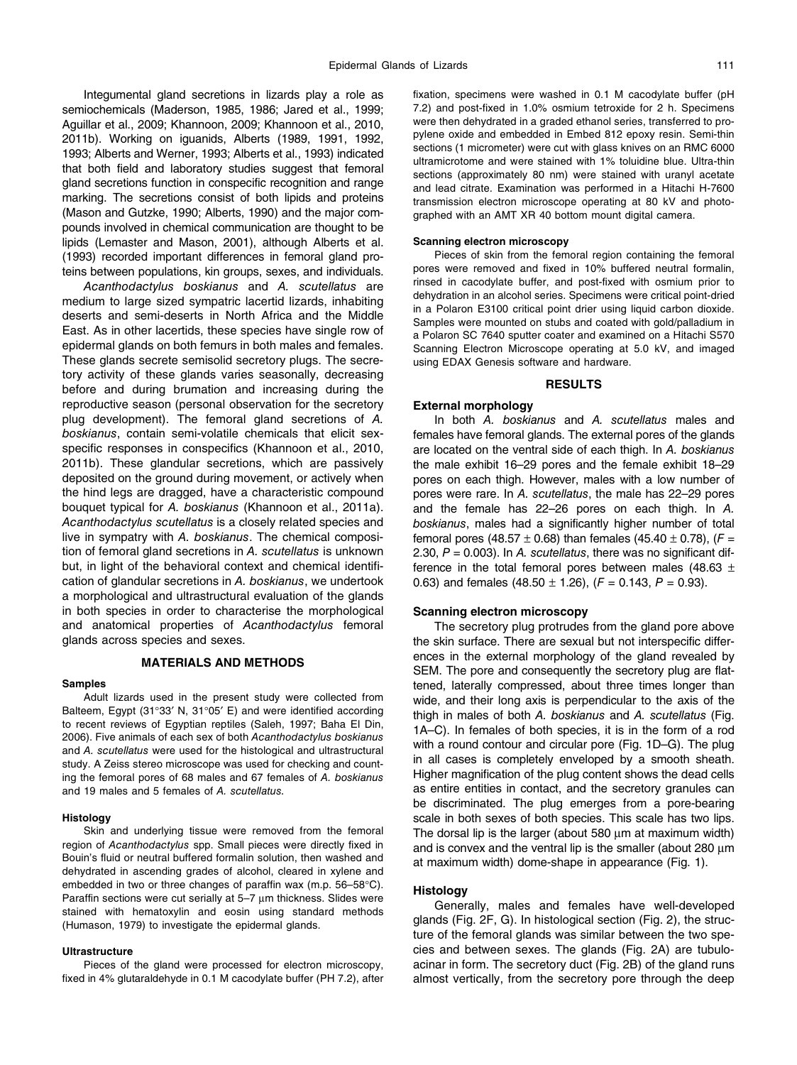Integumental gland secretions in lizards play a role as semiochemicals (Maderson, 1985, 1986; Jared et al., 1999; Aguillar et al., 2009; Khannoon, 2009; Khannoon et al., 2010, 2011b). Working on iguanids, Alberts (1989, 1991, 1992, 1993; Alberts and Werner, 1993; Alberts et al., 1993) indicated that both field and laboratory studies suggest that femoral gland secretions function in conspecific recognition and range marking. The secretions consist of both lipids and proteins (Mason and Gutzke, 1990; Alberts, 1990) and the major compounds involved in chemical communication are thought to be lipids (Lemaster and Mason, 2001), although Alberts et al. (1993) recorded important differences in femoral gland proteins between populations, kin groups, sexes, and individuals.

*Acanthodactylus boskianus* and *A. scutellatus* are medium to large sized sympatric lacertid lizards, inhabiting deserts and semi-deserts in North Africa and the Middle East. As in other lacertids, these species have single row of epidermal glands on both femurs in both males and females. These glands secrete semisolid secretory plugs. The secretory activity of these glands varies seasonally, decreasing before and during brumation and increasing during the reproductive season (personal observation for the secretory plug development). The femoral gland secretions of *A. boskianus*, contain semi-volatile chemicals that elicit sex-specific responses in conspecifics (Khannoon et al., 2010, 2011b). These glandular secretions, which are passively deposited on the ground during movement, or actively when the hind legs are dragged, have a characteristic compound bouquet typical for *A. boskianus* (Khannoon et al., 2011a). *Acanthodactylus scutellatus* is a closely related species and live in sympatry with *A. boskianus*. The chemical composition of femoral gland secretions in *A. scutellatus* is unknown but, in light of the behavioral context and chemical identification of glandular secretions in *A. boskianus*, we undertook a morphological and ultrastructural evaluation of the glands in both species in order to characterise the morphological and anatomical properties of *Acanthodactylus* femoral glands across species and sexes.

## MATERIALS AND METHODS

### Samples

Adult lizards used in the present study were collected from Balteem, Egypt (31°33′ N, 31°05′ E) and were identified according to recent reviews of Egyptian reptiles (Saleh, 1997; Baha El Din, 2006). Five animals of each sex of both *Acanthodactylus boskianus* and *A. scutellatus* were used for the histological and ultrastructural study. A Zeiss stereo microscope was used for checking and counting the femoral pores of 68 males and 67 females of *A. boskianus* and 19 males and 5 females of *A. scutellatus*.

### Histology

Skin and underlying tissue were removed from the femoral region of *Acanthodactylus* spp. Small pieces were directly fixed in Bouin's fluid or neutral buffered formalin solution, then washed and dehydrated in ascending grades of alcohol, cleared in xylene and embedded in two or three changes of paraffin wax (m.p. 56–58°C). Paraffin sections were cut serially at 5–7 µm thickness. Slides were stained with hematoxylin and eosin using standard methods (Humason, 1979) to investigate the epidermal glands.

### Ultrastructure

Pieces of the gland were processed for electron microscopy, fixed in 4% glutaraldehyde in 0.1 M cacodylate buffer (PH 7.2), after fixation, specimens were washed in 0.1 M cacodylate buffer (pH 7.2) and post-fixed in 1.0% osmium tetroxide for 2 h. Specimens were then dehydrated in a graded ethanol series, transferred to propylene oxide and embedded in Embed 812 epoxy resin. Semi-thin sections (1 micrometer) were cut with glass knives on an RMC 6000 ultramicrotome and were stained with 1% toluidine blue. Ultra-thin sections (approximately 80 nm) were stained with uranyl acetate and lead citrate. Examination was performed in a Hitachi H-7600 transmission electron microscope operating at 80 kV and photographed with an AMT XR 40 bottom mount digital camera.

### Scanning electron microscopy

Pieces of skin from the femoral region containing the femoral pores were removed and fixed in 10% buffered neutral formalin, rinsed in cacodylate buffer, and post-fixed with osmium prior to dehydration in an alcohol series. Specimens were critical point-dried in a Polaron E3100 critical point drier using liquid carbon dioxide. Samples were mounted on stubs and coated with gold/palladium in a Polaron SC 7640 sputter coater and examined on a Hitachi S570 Scanning Electron Microscope operating at 5.0 kV, and imaged using EDAX Genesis software and hardware.

## RESULTS

### External morphology

In both *A. boskianus* and *A. scutellatus* males and females have femoral glands. The external pores of the glands are located on the ventral side of each thigh. In *A. boskianus* the male exhibit 16–29 pores and the female exhibit 18–29 pores on each thigh. However, males with a low number of pores were rare. In *A. scutellatus*, the male has 22–29 pores and the female has 22–26 pores on each thigh. In *A. boskianus*, males had a significantly higher number of total femoral pores (48.57 ± 0.68) than females (45.40 ± 0.78), ($F$ = 2.30, $P$ = 0.003). In *A. scutellatus*, there was no significant difference in the total femoral pores between males (48.63 ± 0.63) and females (48.50 ± 1.26), ($F$ = 0.143, $P$ = 0.93).

### Scanning electron microscopy

The secretory plug protrudes from the gland pore above the skin surface. There are sexual but not interspecific differences in the external morphology of the gland revealed by SEM. The pore and consequently the secretory plug are flattened, laterally compressed, about three times longer than wide, and their long axis is perpendicular to the axis of the thigh in males of both *A. boskianus* and *A. scutellatus* (Fig. 1A–C). In females of both species, it is in the form of a rod with a round contour and circular pore (Fig. 1D–G). The plug in all cases is completely enveloped by a smooth sheath. Higher magnification of the plug content shows the dead cells as entire entities in contact, and the secretory granules can be discriminated. The plug emerges from a pore-bearing scale in both sexes of both species. This scale has two lips. The dorsal lip is the larger (about 580 µm at maximum width) and is convex and the ventral lip is the smaller (about 280 µm at maximum width) dome-shape in appearance (Fig. 1).

### Histology

Generally, males and females have well-developed glands (Fig. 2F, G). In histological section (Fig. 2), the structure of the femoral glands was similar between the two species and between sexes. The glands (Fig. 2A) are tubuloacinar in form. The secretory duct (Fig. 2B) of the gland runs almost vertically, from the secretory pore through the deep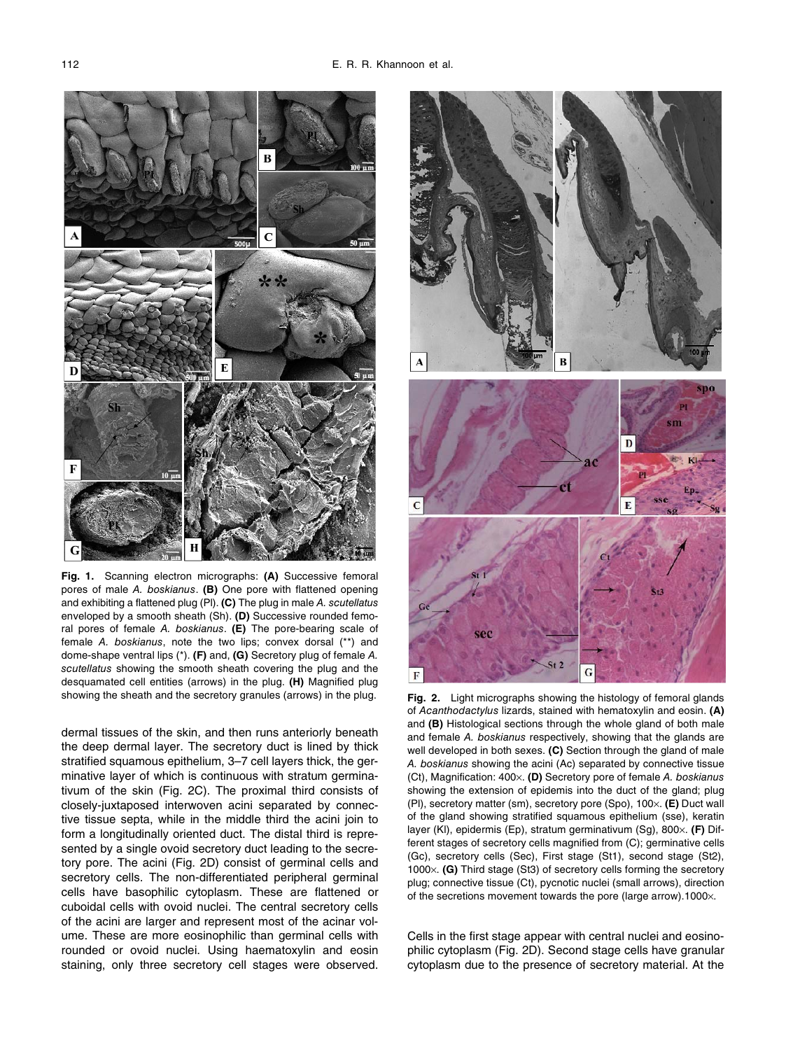**Fig. 1.** Scanning electron micrographs: **(A)** Successive femoral pores of male *A. boskianus*. **(B)** One pore with flattened opening and exhibiting a flattened plug (Pl). **(C)** The plug in male *A. scutellatus* enveloped by a smooth sheath (Sh). **(D)** Successive rounded femoral pores of female *A. boskianus*. **(E)** The pore-bearing scale of female *A. boskianus*, note the two lips; convex dorsal (**) and dome-shape ventral lips (*). **(F)** and, **(G)** Secretory plug of female *A. scutellatus* showing the smooth sheath covering the plug and the desquamated cell entities (arrows) in the plug. **(H)** Magnified plug showing the sheath and the secretory granules (arrows) in the plug.

dermal tissues of the skin, and then runs anteriorly beneath the deep dermal layer. The secretory duct is lined by thick stratified squamous epithelium, 3–7 cell layers thick, the germinative layer of which is continuous with stratum germinativum of the skin (Fig. 2C). The proximal third consists of closely-juxtaposed interwoven acini separated by connective tissue septa, while in the middle third the acini join to form a longitudinally oriented duct. The distal third is represented by a single ovoid secretory duct leading to the secretory pore. The acini (Fig. 2D) consist of germinal cells and secretory cells. The non-differentiated peripheral germinal cells have basophilic cytoplasm. These are flattened or cuboidal cells with ovoid nuclei. The central secretory cells of the acini are larger and represent most of the acinar volume. These are more eosinophilic than germinal cells with rounded or ovoid nuclei. Using haematoxylin and eosin staining, only three secretory cell stages were observed. Cells in the first stage appear with central nuclei and eosinophilic cytoplasm (Fig. 2D). Second stage cells have granular cytoplasm due to the presence of secretory material. At the

**Fig. 2.** Light micrographs showing the histology of femoral glands of *Acanthodactylus* lizards, stained with hematoxylin and eosin. **(A)** and **(B)** Histological sections through the whole gland of both male and female *A. boskianus* respectively, showing that the glands are well developed in both sexes. **(C)** Section through the gland of male *A. boskianus* showing the acini (Ac) separated by connective tissue (Ct), Magnification: 400×. **(D)** Secretory pore of female *A. boskianus* showing the extension of epidemis into the duct of the gland; plug (Pl), secretory matter (sm), secretory pore (Spo), 100×. **(E)** Duct wall of the gland showing stratified squamous epithelium (sse), keratin layer (Kl), epidermis (Ep), stratum germinativum (Sg), 800×. **(F)** Different stages of secretory cells magnified from (C); germinative cells (Gc), secretory cells (Sec), First stage (St1), second stage (St2), 1000×. **(G)** Third stage (St3) of secretory cells forming the secretory plug; connective tissue (Ct), pycnotic nuclei (small arrows), direction of the secretions movement towards the pore (large arrow).1000×.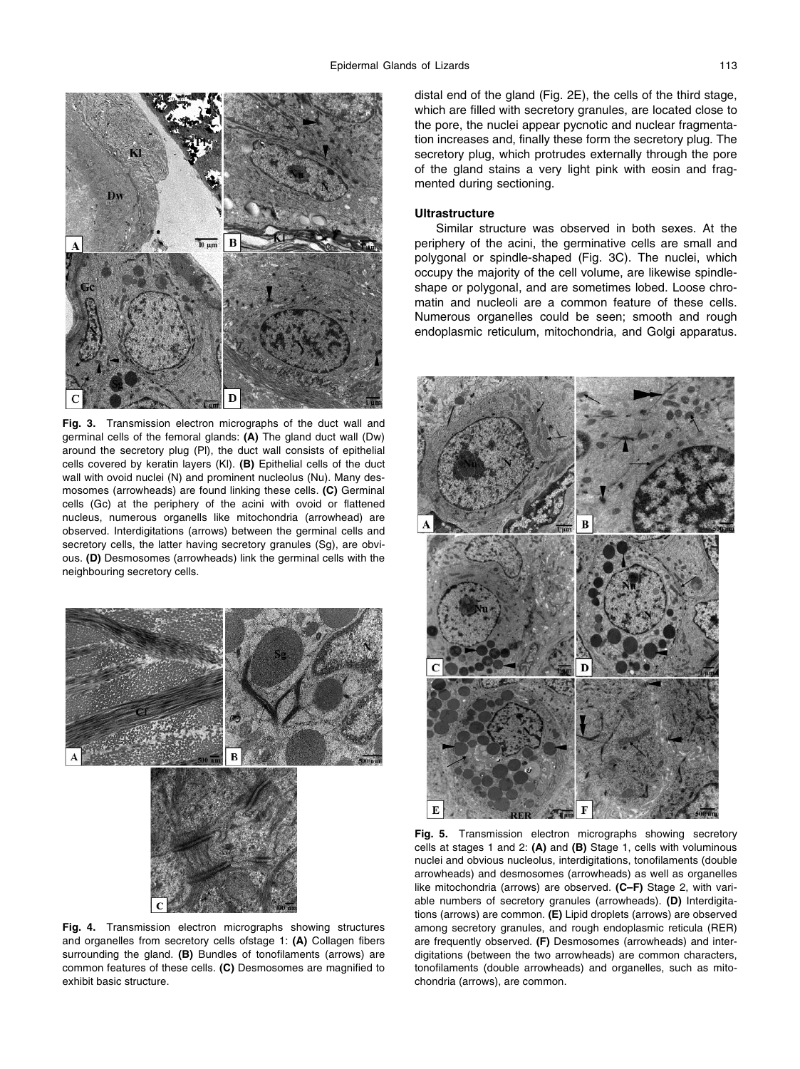distal end of the gland (Fig. 2E), the cells of the third stage, which are filled with secretory granules, are located close to the pore, the nuclei appear pycnotic and nuclear fragmentation increases and, finally these form the secretory plug. The secretory plug, which protrudes externally through the pore of the gland stains a very light pink with eosin and fragmented during sectioning.

### Ultrastructure

Similar structure was observed in both sexes. At the periphery of the acini, the germinative cells are small and polygonal or spindle-shaped (Fig. 3C). The nuclei, which occupy the majority of the cell volume, are likewise spindle-shape or polygonal, and are sometimes lobed. Loose chromatin and nucleoli are a common feature of these cells. Numerous organelles could be seen; smooth and rough endoplasmic reticulum, mitochondria, and Golgi apparatus.

**Fig. 3.** Transmission electron micrographs of the duct wall and germinal cells of the femoral glands: **(A)** The gland duct wall (Dw) around the secretory plug (Pl), the duct wall consists of epithelial cells covered by keratin layers (Kl). **(B)** Epithelial cells of the duct wall with ovoid nuclei (N) and prominent nucleolus (Nu). Many desmosomes (arrowheads) are found linking these cells. **(C)** Germinal cells (Gc) at the periphery of the acini with ovoid or flattened nucleus, numerous organells like mitochondria (arrowhead) are observed. Interdigitations (arrows) between the germinal cells and secretory cells, the latter having secretory granules (Sg), are obvious. **(D)** Desmosomes (arrowheads) link the germinal cells with the neighbouring secretory cells.

**Fig. 4.** Transmission electron micrographs showing structures and organelles from secretory cells ofstage 1: **(A)** Collagen fibers surrounding the gland. **(B)** Bundles of tonofilaments (arrows) are common features of these cells. **(C)** Desmosomes are magnified to exhibit basic structure.

**Fig. 5.** Transmission electron micrographs showing secretory cells at stages 1 and 2: **(A)** and **(B)** Stage 1, cells with voluminous nuclei and obvious nucleolus, interdigitations, tonofilaments (double arrowheads) and desmosomes (arrowheads) as well as organelles like mitochondria (arrows) are observed. **(C–F)** Stage 2, with variable numbers of secretory granules (arrowheads). **(D)** Interdigitations (arrows) are common. **(E)** Lipid droplets (arrows) are observed among secretory granules, and rough endoplasmic reticula (RER) are frequently observed. **(F)** Desmosomes (arrowheads) and interdigitations (between the two arrowheads) are common characters, tonofilaments (double arrowheads) and organelles, such as mitochondria (arrows), are common.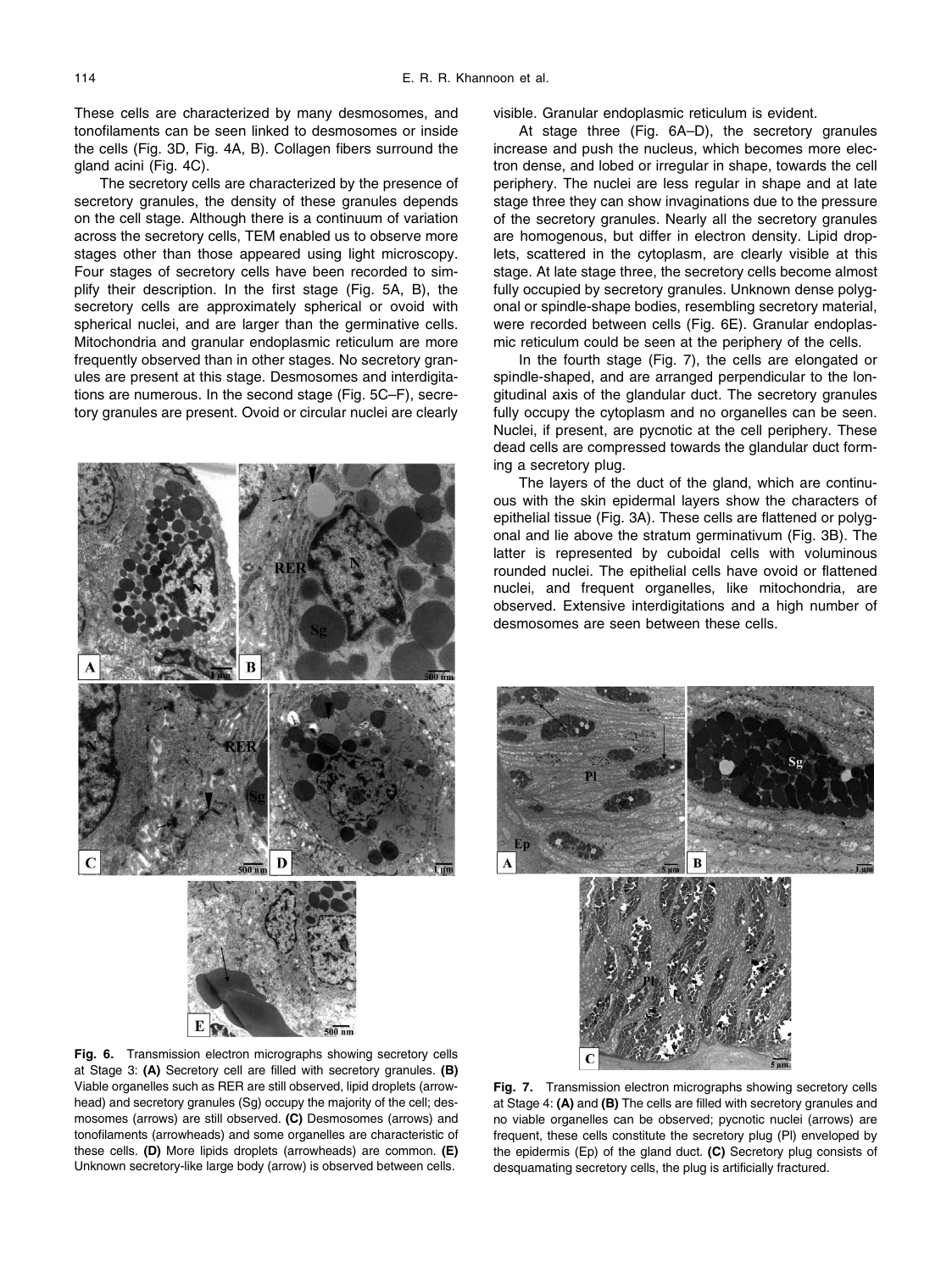These cells are characterized by many desmosomes, and tonofilaments can be seen linked to desmosomes or inside the cells (Fig. 3D, Fig. 4A, B). Collagen fibers surround the gland acini (Fig. 4C).

The secretory cells are characterized by the presence of secretory granules, the density of these granules depends on the cell stage. Although there is a continuum of variation across the secretory cells, TEM enabled us to observe more stages other than those appeared using light microscopy. Four stages of secretory cells have been recorded to simplify their description. In the first stage (Fig. 5A, B), the secretory cells are approximately spherical or ovoid with spherical nuclei, and are larger than the germinative cells. Mitochondria and granular endoplasmic reticulum are more frequently observed than in other stages. No secretory granules are present at this stage. Desmosomes and interdigitations are numerous. In the second stage (Fig. 5C–F), secretory granules are present. Ovoid or circular nuclei are clearly visible. Granular endoplasmic reticulum is evident.

At stage three (Fig. 6A–D), the secretory granules increase and push the nucleus, which becomes more electron dense, and lobed or irregular in shape, towards the cell periphery. The nuclei are less regular in shape and at late stage three they can show invaginations due to the pressure of the secretory granules. Nearly all the secretory granules are homogenous, but differ in electron density. Lipid droplets, scattered in the cytoplasm, are clearly visible at this stage. At late stage three, the secretory cells become almost fully occupied by secretory granules. Unknown dense polygonal or spindle-shape bodies, resembling secretory material, were recorded between cells (Fig. 6E). Granular endoplasmic reticulum could be seen at the periphery of the cells.

In the fourth stage (Fig. 7), the cells are elongated or spindle-shaped, and are arranged perpendicular to the longitudinal axis of the glandular duct. The secretory granules fully occupy the cytoplasm and no organelles can be seen. Nuclei, if present, are pycnotic at the cell periphery. These dead cells are compressed towards the glandular duct forming a secretory plug.

The layers of the duct of the gland, which are continuous with the skin epidermal layers show the characters of epithelial tissue (Fig. 3A). These cells are flattened or polygonal and lie above the stratum germinativum (Fig. 3B). The latter is represented by cuboidal cells with voluminous rounded nuclei. The epithelial cells have ovoid or flattened nuclei, and frequent organelles, like mitochondria, are observed. Extensive interdigitations and a high number of desmosomes are seen between these cells.

**Fig. 6.** Transmission electron micrographs showing secretory cells at Stage 3: **(A)** Secretory cell are filled with secretory granules. **(B)** Viable organelles such as RER are still observed, lipid droplets (arrowhead) and secretory granules (Sg) occupy the majority of the cell; desmosomes (arrows) are still observed. **(C)** Desmosomes (arrows) and tonofilaments (arrowheads) and some organelles are characteristic of these cells. **(D)** More lipids droplets (arrowheads) are common. **(E)** Unknown secretory-like large body (arrow) is observed between cells.

**Fig. 7.** Transmission electron micrographs showing secretory cells at Stage 4: **(A)** and **(B)** The cells are filled with secretory granules and no viable organelles can be observed; pycnotic nuclei (arrows) are frequent, these cells constitute the secretory plug (Pl) enveloped by the epidermis (Ep) of the gland duct. **(C)** Secretory plug consists of desquamating secretory cells, the plug is artificially fractured.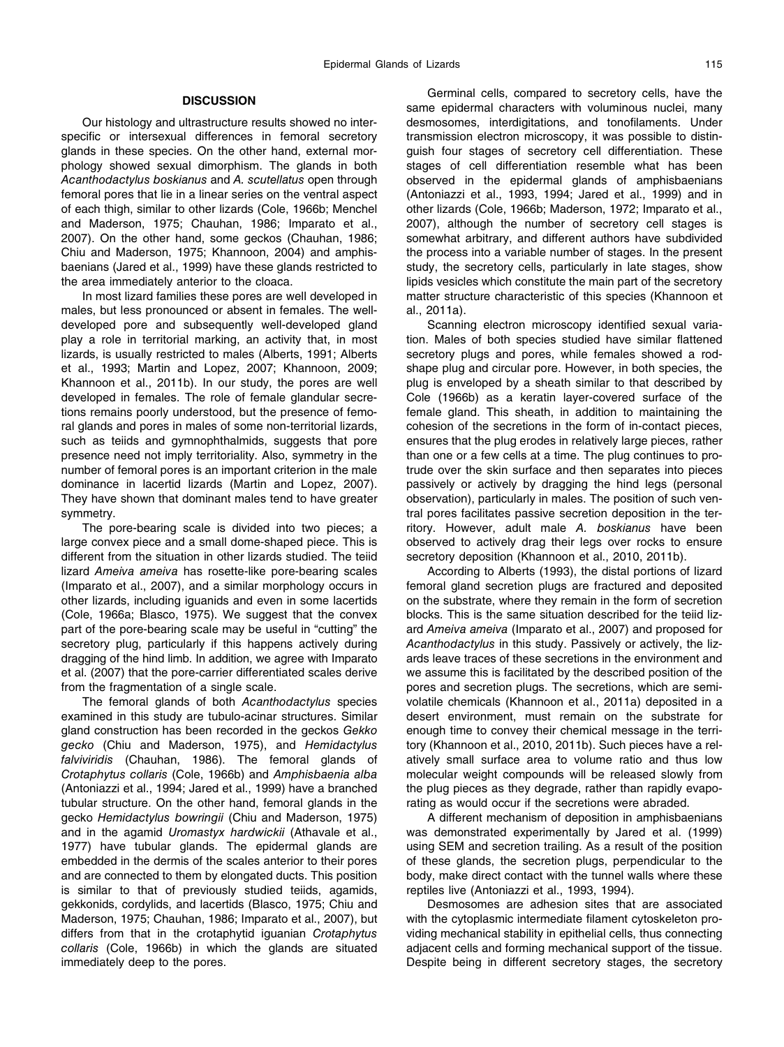## DISCUSSION

Our histology and ultrastructure results showed no interspecific or intersexual differences in femoral secretory glands in these species. On the other hand, external morphology showed sexual dimorphism. The glands in both *Acanthodactylus boskianus* and *A. scutellatus* open through femoral pores that lie in a linear series on the ventral aspect of each thigh, similar to other lizards (Cole, 1966b; Menchel and Maderson, 1975; Chauhan, 1986; Imparato et al., 2007). On the other hand, some geckos (Chauhan, 1986; Chiu and Maderson, 1975; Khannoon, 2004) and amphisbaenians (Jared et al., 1999) have these glands restricted to the area immediately anterior to the cloaca.

In most lizard families these pores are well developed in males, but less pronounced or absent in females. The well-developed pore and subsequently well-developed gland play a role in territorial marking, an activity that, in most lizards, is usually restricted to males (Alberts, 1991; Alberts et al., 1993; Martin and Lopez, 2007; Khannoon, 2009; Khannoon et al., 2011b). In our study, the pores are well developed in females. The role of female glandular secretions remains poorly understood, but the presence of femoral glands and pores in males of some non-territorial lizards, such as teiids and gymnophthalmids, suggests that pore presence need not imply territoriality. Also, symmetry in the number of femoral pores is an important criterion in the male dominance in lacertid lizards (Martin and Lopez, 2007). They have shown that dominant males tend to have greater symmetry.

The pore-bearing scale is divided into two pieces; a large convex piece and a small dome-shaped piece. This is different from the situation in other lizards studied. The teiid lizard *Ameiva ameiva* has rosette-like pore-bearing scales (Imparato et al., 2007), and a similar morphology occurs in other lizards, including iguanids and even in some lacertids (Cole, 1966a; Blasco, 1975). We suggest that the convex part of the pore-bearing scale may be useful in "cutting" the secretory plug, particularly if this happens actively during dragging of the hind limb. In addition, we agree with Imparato et al. (2007) that the pore-carrier differentiated scales derive from the fragmentation of a single scale.

The femoral glands of both *Acanthodactylus* species examined in this study are tubulo-acinar structures. Similar gland construction has been recorded in the geckos *Gekko gecko* (Chiu and Maderson, 1975), and *Hemidactylus falviviridis* (Chauhan, 1986). The femoral glands of *Crotaphytus collaris* (Cole, 1966b) and *Amphisbaenia alba* (Antoniazzi et al., 1994; Jared et al., 1999) have a branched tubular structure. On the other hand, femoral glands in the gecko *Hemidactylus bowringii* (Chiu and Maderson, 1975) and in the agamid *Uromastyx hardwickii* (Athavale et al., 1977) have tubular glands. The epidermal glands are embedded in the dermis of the scales anterior to their pores and are connected to them by elongated ducts. This position is similar to that of previously studied teiids, agamids, gekkonids, cordylids, and lacertids (Blasco, 1975; Chiu and Maderson, 1975; Chauhan, 1986; Imparato et al., 2007), but differs from that in the crotaphytid iguanian *Crotaphytus collaris* (Cole, 1966b) in which the glands are situated immediately deep to the pores.

Germinal cells, compared to secretory cells, have the same epidermal characters with voluminous nuclei, many desmosomes, interdigitations, and tonofilaments. Under transmission electron microscopy, it was possible to distinguish four stages of secretory cell differentiation. These stages of cell differentiation resemble what has been observed in the epidermal glands of amphisbaenians (Antoniazzi et al., 1993, 1994; Jared et al., 1999) and in other lizards (Cole, 1966b; Maderson, 1972; Imparato et al., 2007), although the number of secretory cell stages is somewhat arbitrary, and different authors have subdivided the process into a variable number of stages. In the present study, the secretory cells, particularly in late stages, show lipids vesicles which constitute the main part of the secretory matter structure characteristic of this species (Khannoon et al., 2011a).

Scanning electron microscopy identified sexual variation. Males of both species studied have similar flattened secretory plugs and pores, while females showed a rod-shape plug and circular pore. However, in both species, the plug is enveloped by a sheath similar to that described by Cole (1966b) as a keratin layer-covered surface of the female gland. This sheath, in addition to maintaining the cohesion of the secretions in the form of in-contact pieces, ensures that the plug erodes in relatively large pieces, rather than one or a few cells at a time. The plug continues to protrude over the skin surface and then separates into pieces passively or actively by dragging the hind legs (personal observation), particularly in males. The position of such ventral pores facilitates passive secretion deposition in the territory. However, adult male *A. boskianus* have been observed to actively drag their legs over rocks to ensure secretory deposition (Khannoon et al., 2010, 2011b).

According to Alberts (1993), the distal portions of lizard femoral gland secretion plugs are fractured and deposited on the substrate, where they remain in the form of secretion blocks. This is the same situation described for the teiid lizard *Ameiva ameiva* (Imparato et al., 2007) and proposed for *Acanthodactylus* in this study. Passively or actively, the lizards leave traces of these secretions in the environment and we assume this is facilitated by the described position of the pores and secretion plugs. The secretions, which are semi-volatile chemicals (Khannoon et al., 2011a) deposited in a desert environment, must remain on the substrate for enough time to convey their chemical message in the territory (Khannoon et al., 2010, 2011b). Such pieces have a relatively small surface area to volume ratio and thus low molecular weight compounds will be released slowly from the plug pieces as they degrade, rather than rapidly evaporating as would occur if the secretions were abraded.

A different mechanism of deposition in amphisbaenians was demonstrated experimentally by Jared et al. (1999) using SEM and secretion trailing. As a result of the position of these glands, the secretion plugs, perpendicular to the body, make direct contact with the tunnel walls where these reptiles live (Antoniazzi et al., 1993, 1994).

Desmosomes are adhesion sites that are associated with the cytoplasmic intermediate filament cytoskeleton providing mechanical stability in epithelial cells, thus connecting adjacent cells and forming mechanical support of the tissue. Despite being in different secretory stages, the secretory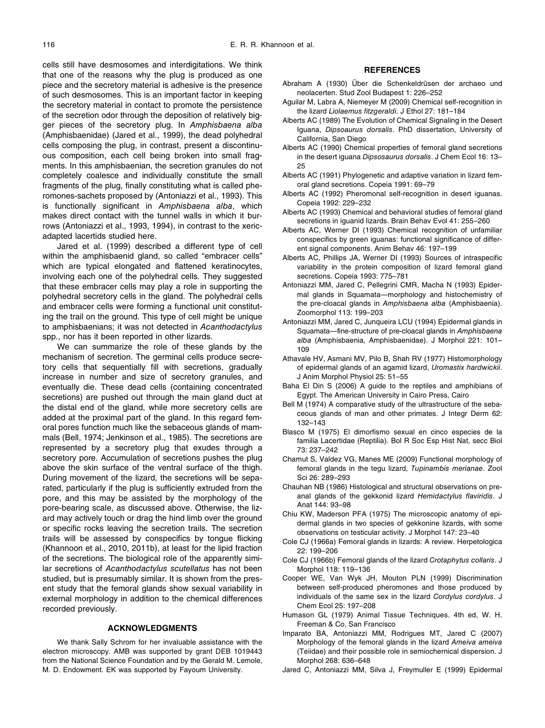cells still have desmosomes and interdigitations. We think that one of the reasons why the plug is produced as one piece and the secretory material is adhesive is the presence of such desmosomes. This is an important factor in keeping the secretory material in contact to promote the persistence of the secretion odor through the deposition of relatively bigger pieces of the secretory plug. In *Amphisbaena alba* (Amphisbaenidae) (Jared et al., 1999), the dead polyhedral cells composing the plug, in contrast, present a discontinuous composition, each cell being broken into small fragments. In this amphisbaenian, the secretion granules do not completely coalesce and individually constitute the small fragments of the plug, finally constituting what is called pheromones-sachets proposed by (Antoniazzi et al., 1993). This is functionally significant in *Amphisbaena alba*, which makes direct contact with the tunnel walls in which it burrows (Antoniazzi et al., 1993, 1994), in contrast to the xeric-adapted lacertids studied here.

Jared et al. (1999) described a different type of cell within the amphisbaenid gland, so called "embracer cells" which are typical elongated and flattened keratinocytes, involving each one of the polyhedral cells. They suggested that these embracer cells may play a role in supporting the polyhedral secretory cells in the gland. The polyhedral cells and embracer cells were forming a functional unit constituting the trail on the ground. This type of cell might be unique to amphisbaenians; it was not detected in *Acanthodactylus* spp., nor has it been reported in other lizards.

We can summarize the role of these glands by the mechanism of secretion. The germinal cells produce secretory cells that sequentially fill with secretions, gradually increase in number and size of secretory granules, and eventually die. These dead cells (containing concentrated secretions) are pushed out through the main gland duct at the distal end of the gland, while more secretory cells are added at the proximal part of the gland. In this regard femoral pores function much like the sebaceous glands of mammals (Bell, 1974; Jenkinson et al., 1985). The secretions are represented by a secretory plug that exudes through a secretory pore. Accumulation of secretions pushes the plug above the skin surface of the ventral surface of the thigh. During movement of the lizard, the secretions will be separated, particularly if the plug is sufficiently extruded from the pore, and this may be assisted by the morphology of the pore-bearing scale, as discussed above. Otherwise, the lizard may actively touch or drag the hind limb over the ground or specific rocks leaving the secretion trails. The secretion trails will be assessed by conspecifics by tongue flicking (Khannoon et al., 2010, 2011b), at least for the lipid fraction of the secretions. The biological role of the apparently similar secretions of *Acanthodactylus scutellatus* has not been studied, but is presumably similar. It is shown from the present study that the femoral glands show sexual variability in external morphology in addition to the chemical differences recorded previously.

## ACKNOWLEDGMENTS

We thank Sally Schrom for her invaluable assistance with the electron microscopy. AMB was supported by grant DEB 1019443 from the National Science Foundation and by the Gerald M. Lemole, M. D. Endowment. EK was supported by Fayoum University.

## REFERENCES

Abraham A (1930) Über die Schenkeldrüsen der archaeo und neolacerten. Stud Zool Budapest 1: 226–252

Aguilar M, Labra A, Niemeyer M (2009) Chemical self-recognition in the lizard *Liolaemus fitzgeraldi*. J Ethol 27: 181–184

Alberts AC (1989) The Evolution of Chemical Signaling in the Desert Iguana, *Dipsoaurus dorsalis*. PhD dissertation, University of California, San Diego

Alberts AC (1990) Chemical properties of femoral gland secretions in the desert iguana *Dipsosaurus dorsalis*. J Chem Ecol 16: 13–25

Alberts AC (1991) Phylogenetic and adaptive variation in lizard femoral gland secretions. Copeia 1991: 69–79

Alberts AC (1992) Pheromonal self-recognition in desert iguanas. Copeia 1992: 229–232

Alberts AC (1993) Chemical and behavioral studies of femoral gland secretions in iguanid lizards. Brain Behav Evol 41: 255–260

Alberts AC, Werner DI (1993) Chemical recognition of unfamiliar conspecifics by green iguanas: functional significance of different signal components. Anim Behav 46: 197–199

Alberts AC, Phillips JA, Werner DI (1993) Sources of intraspecific variability in the protein composition of lizard femoral gland secretions. Copeia 1993: 775–781

Antoniazzi MM, Jared C, Pellegrini CMR, Macha N (1993) Epidermal glands in Squamata—morphology and histochemistry of the pre-cloacal glands in *Amphisbaena alba* (Amphisbaenia). Zoomorphol 113: 199–203

Antoniazzi MM, Jared C, Junqueira LCU (1994) Epidermal glands in Squamata—fine-structure of pre-cloacal glands in *Amphisbaena alba* (Amphisbaenia, Amphisbaenidae). J Morphol 221: 101–109

Athavale HV, Asmani MV, Pilo B, Shah RV (1977) Histomorphology of epidermal glands of an agamid lizard, *Uromastix hardwickii*. J Anim Morphol Physiol 25: 51–55

Baha El Din S (2006) A guide to the reptiles and amphibians of Egypt. The American University in Cairo Press, Cairo

Bell M (1974) A comparative study of the ultrastructure of the sebaceous glands of man and other primates. J Integr Derm 62: 132–143

Blasco M (1975) El dimorfismo sexual en cinco especies de la familia Lacertidae (Reptilia). Bol R Soc Esp Hist Nat, secc Biol 73: 237–242

Chamut S, Valdez VG, Manes ME (2009) Functional morphology of femoral glands in the tegu lizard, *Tupinambis merianae*. Zool Sci 26: 289–293

Chauhan NB (1986) Histological and structural observations on preanal glands of the gekkonid lizard *Hemidactylus flaviridis*. J Anat 144: 93–98

Chiu KW, Maderson PFA (1975) The microscopic anatomy of epidermal glands in two species of gekkonine lizards, with some observations on testicular activity. J Morphol 147: 23–40

Cole CJ (1966a) Femoral glands in lizards: A review. Herpetologica 22: 199–206

Cole CJ (1966b) Femoral glands of the lizard *Crotaphytus collaris*. J Morphol 118: 119–136

Cooper WE, Van Wyk JH, Mouton PLN (1999) Discrimination between self-produced pheromones and those produced by individuals of the same sex in the lizard *Cordylus cordylus*. J Chem Ecol 25: 197–208

Humason GL (1979) Animal Tissue Techniques. 4th ed, W. H. Freeman & Co, San Francisco

Imparato BA, Antoniazzi MM, Rodrigues MT, Jared C (2007) Morphology of the femoral glands in the lizard *Ameiva ameiva* (Teiidae) and their possible role in semiochernical dispersion. J Morphol 268: 636–648

Jared C, Antoniazzi MM, Silva J, Freymuller E (1999) Epidermal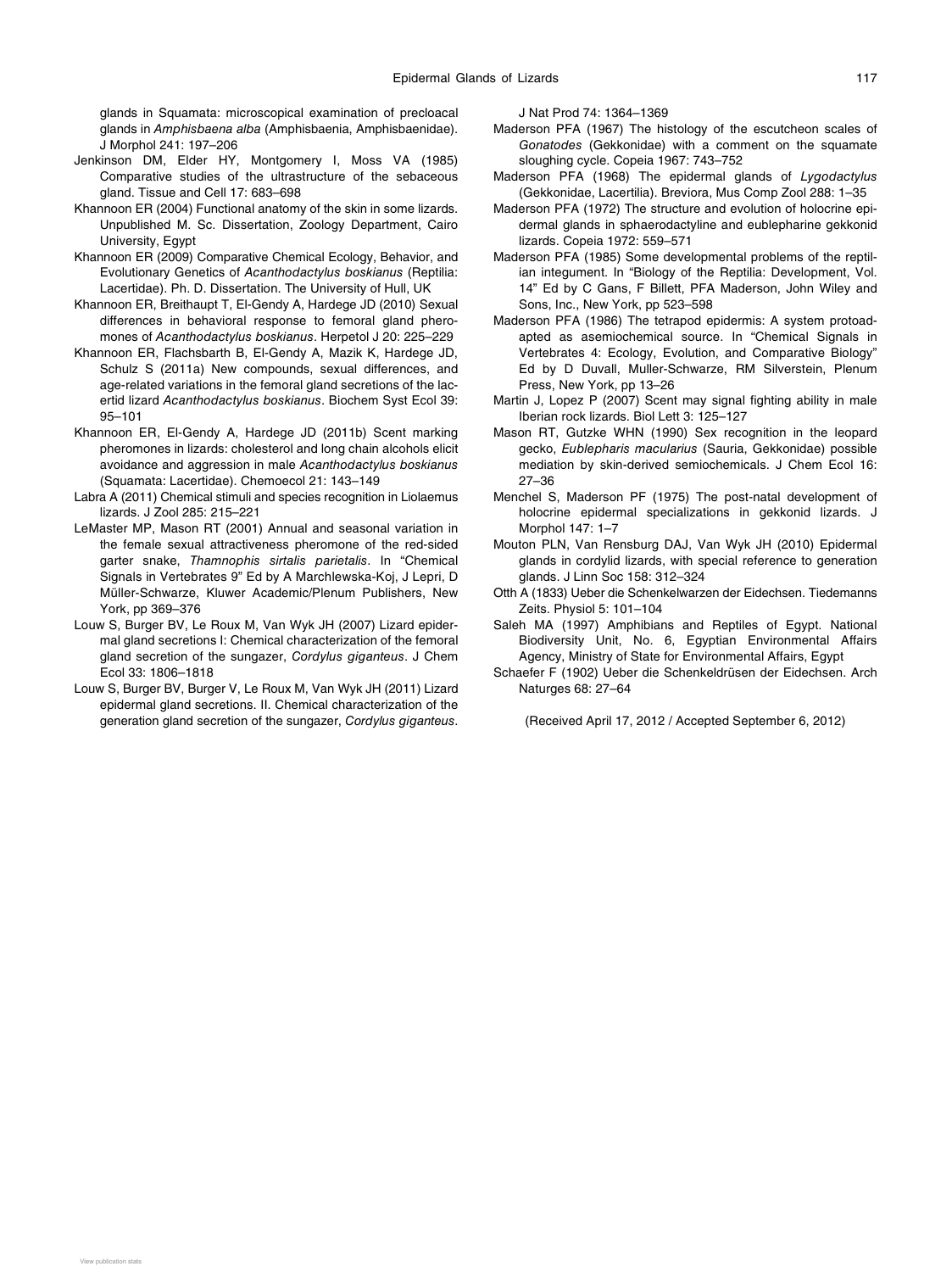glands in Squamata: microscopical examination of precloacal glands in *Amphisbaena alba* (Amphisbaenia, Amphisbaenidae). J Morphol 241: 197–206

Jenkinson DM, Elder HY, Montgomery I, Moss VA (1985) Comparative studies of the ultrastructure of the sebaceous gland. Tissue and Cell 17: 683–698

Khannoon ER (2004) Functional anatomy of the skin in some lizards. Unpublished M. Sc. Dissertation, Zoology Department, Cairo University, Egypt

Khannoon ER (2009) Comparative Chemical Ecology, Behavior, and Evolutionary Genetics of *Acanthodactylus boskianus* (Reptilia: Lacertidae). Ph. D. Dissertation. The University of Hull, UK

Khannoon ER, Breithaupt T, El-Gendy A, Hardege JD (2010) Sexual differences in behavioral response to femoral gland pheromones of *Acanthodactylus boskianus*. Herpetol J 20: 225–229

Khannoon ER, Flachsbarth B, El-Gendy A, Mazik K, Hardege JD, Schulz S (2011a) New compounds, sexual differences, and age-related variations in the femoral gland secretions of the lacertid lizard *Acanthodactylus boskianus*. Biochem Syst Ecol 39: 95–101

Khannoon ER, El-Gendy A, Hardege JD (2011b) Scent marking pheromones in lizards: cholesterol and long chain alcohols elicit avoidance and aggression in male *Acanthodactylus boskianus* (Squamata: Lacertidae). Chemoecol 21: 143–149

Labra A (2011) Chemical stimuli and species recognition in Liolaemus lizards. J Zool 285: 215–221

LeMaster MP, Mason RT (2001) Annual and seasonal variation in the female sexual attractiveness pheromone of the red-sided garter snake, *Thamnophis sirtalis parietalis*. In "Chemical Signals in Vertebrates 9" Ed by A Marchlewska-Koj, J Lepri, D Müller-Schwarze, Kluwer Academic/Plenum Publishers, New York, pp 369–376

Louw S, Burger BV, Le Roux M, Van Wyk JH (2007) Lizard epidermal gland secretions I: Chemical characterization of the femoral gland secretion of the sungazer, *Cordylus giganteus*. J Chem Ecol 33: 1806–1818

Louw S, Burger BV, Burger V, Le Roux M, Van Wyk JH (2011) Lizard epidermal gland secretions. II. Chemical characterization of the generation gland secretion of the sungazer, *Cordylus giganteus*. J Nat Prod 74: 1364–1369

Maderson PFA (1967) The histology of the escutcheon scales of *Gonatodes* (Gekkonidae) with a comment on the squamate sloughing cycle. Copeia 1967: 743–752

Maderson PFA (1968) The epidermal glands of *Lygodactylus* (Gekkonidae, Lacertilia). Breviora, Mus Comp Zool 288: 1–35

Maderson PFA (1972) The structure and evolution of holocrine epidermal glands in sphaerodactyline and eublepharine gekkonid lizards. Copeia 1972: 559–571

Maderson PFA (1985) Some developmental problems of the reptilian integument. In "Biology of the Reptilia: Development, Vol. 14" Ed by C Gans, F Billett, PFA Maderson, John Wiley and Sons, Inc., New York, pp 523–598

Maderson PFA (1986) The tetrapod epidermis: A system protoadapted as asemiochemical source. In "Chemical Signals in Vertebrates 4: Ecology, Evolution, and Comparative Biology" Ed by D Duvall, Muller-Schwarze, RM Silverstein, Plenum Press, New York, pp 13–26

Martin J, Lopez P (2007) Scent may signal fighting ability in male Iberian rock lizards. Biol Lett 3: 125–127

Mason RT, Gutzke WHN (1990) Sex recognition in the leopard gecko, *Eublepharis macularius* (Sauria, Gekkonidae) possible mediation by skin-derived semiochemicals. J Chem Ecol 16: 27–36

Menchel S, Maderson PF (1975) The post-natal development of holocrine epidermal specializations in gekkonid lizards. J Morphol 147: 1–7

Mouton PLN, Van Rensburg DAJ, Van Wyk JH (2010) Epidermal glands in cordylid lizards, with special reference to generation glands. J Linn Soc 158: 312–324

Otth A (1833) Ueber die Schenkelwarzen der Eidechsen. Tiedemanns Zeits. Physiol 5: 101–104

Saleh MA (1997) Amphibians and Reptiles of Egypt. National Biodiversity Unit, No. 6, Egyptian Environmental Affairs Agency, Ministry of State for Environmental Affairs, Egypt

Schaefer F (1902) Ueber die Schenkeldrüsen der Eidechsen. Arch Naturges 68: 27–64

(Received April 17, 2012 / Accepted September 6, 2012)